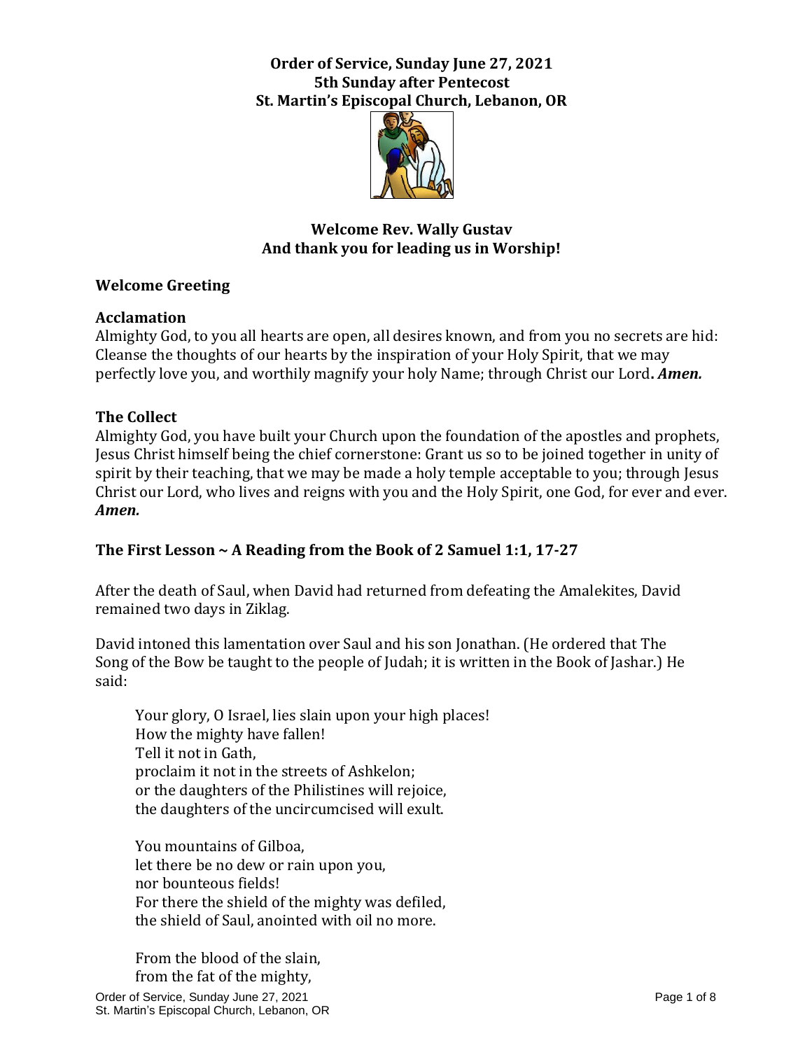**Order of Service, Sunday June 27, 2021**
**5th Sunday after Pentecost**
**St. Martin's Episcopal Church, Lebanon, OR**

**Welcome Rev. Wally Gustav**
**And thank you for leading us in Worship!**

## Welcome Greeting

## Acclamation

Almighty God, to you all hearts are open, all desires known, and from you no secrets are hid: Cleanse the thoughts of our hearts by the inspiration of your Holy Spirit, that we may perfectly love you, and worthily magnify your holy Name; through Christ our Lord**.** ***Amen.***

## The Collect

Almighty God, you have built your Church upon the foundation of the apostles and prophets, Jesus Christ himself being the chief cornerstone: Grant us so to be joined together in unity of spirit by their teaching, that we may be made a holy temple acceptable to you; through Jesus Christ our Lord, who lives and reigns with you and the Holy Spirit, one God, for ever and ever. ***Amen.***

## The First Lesson ~ A Reading from the Book of 2 Samuel 1:1, 17-27

After the death of Saul, when David had returned from defeating the Amalekites, David remained two days in Ziklag.

David intoned this lamentation over Saul and his son Jonathan. (He ordered that The Song of the Bow be taught to the people of Judah; it is written in the Book of Jashar.) He said:

> Your glory, O Israel, lies slain upon your high places!
> How the mighty have fallen!
> Tell it not in Gath,
> proclaim it not in the streets of Ashkelon;
> or the daughters of the Philistines will rejoice,
> the daughters of the uncircumcised will exult.
>
> You mountains of Gilboa,
> let there be no dew or rain upon you,
> nor bounteous fields!
> For there the shield of the mighty was defiled,
> the shield of Saul, anointed with oil no more.
>
> From the blood of the slain,
> from the fat of the mighty,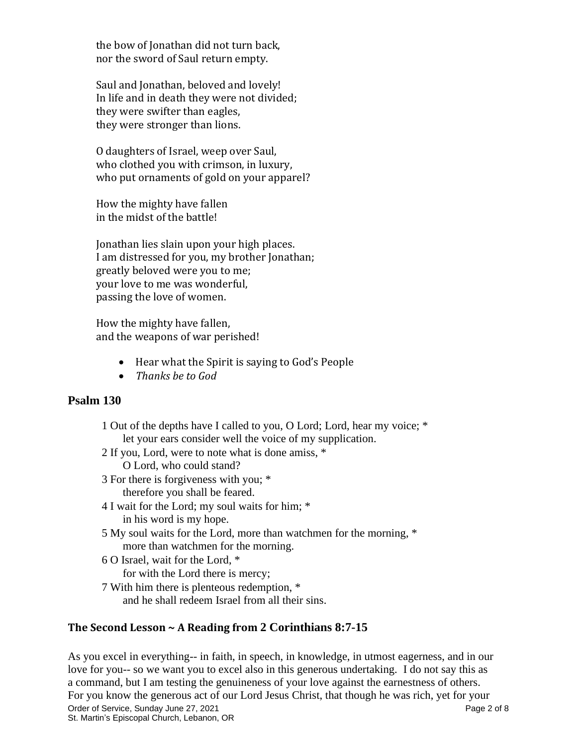the bow of Jonathan did not turn back,
nor the sword of Saul return empty.

Saul and Jonathan, beloved and lovely!
In life and in death they were not divided;
they were swifter than eagles,
they were stronger than lions.

O daughters of Israel, weep over Saul,
who clothed you with crimson, in luxury,
who put ornaments of gold on your apparel?

How the mighty have fallen
in the midst of the battle!

Jonathan lies slain upon your high places.
I am distressed for you, my brother Jonathan;
greatly beloved were you to me;
your love to me was wonderful,
passing the love of women.

How the mighty have fallen,
and the weapons of war perished!

- Hear what the Spirit is saying to God's People
- *Thanks be to God*

## Psalm 130

1 Out of the depths have I called to you, O Lord; Lord, hear my voice; *
    let your ears consider well the voice of my supplication.
2 If you, Lord, were to note what is done amiss, *
    O Lord, who could stand?
3 For there is forgiveness with you; *
    therefore you shall be feared.
4 I wait for the Lord; my soul waits for him; *
    in his word is my hope.
5 My soul waits for the Lord, more than watchmen for the morning, *
    more than watchmen for the morning.
6 O Israel, wait for the Lord, *
    for with the Lord there is mercy;
7 With him there is plenteous redemption, *
    and he shall redeem Israel from all their sins.

## The Second Lesson ~ A Reading from 2 Corinthians 8:7-15

As you excel in everything-- in faith, in speech, in knowledge, in utmost eagerness, and in our love for you-- so we want you to excel also in this generous undertaking. I do not say this as a command, but I am testing the genuineness of your love against the earnestness of others. For you know the generous act of our Lord Jesus Christ, that though he was rich, yet for your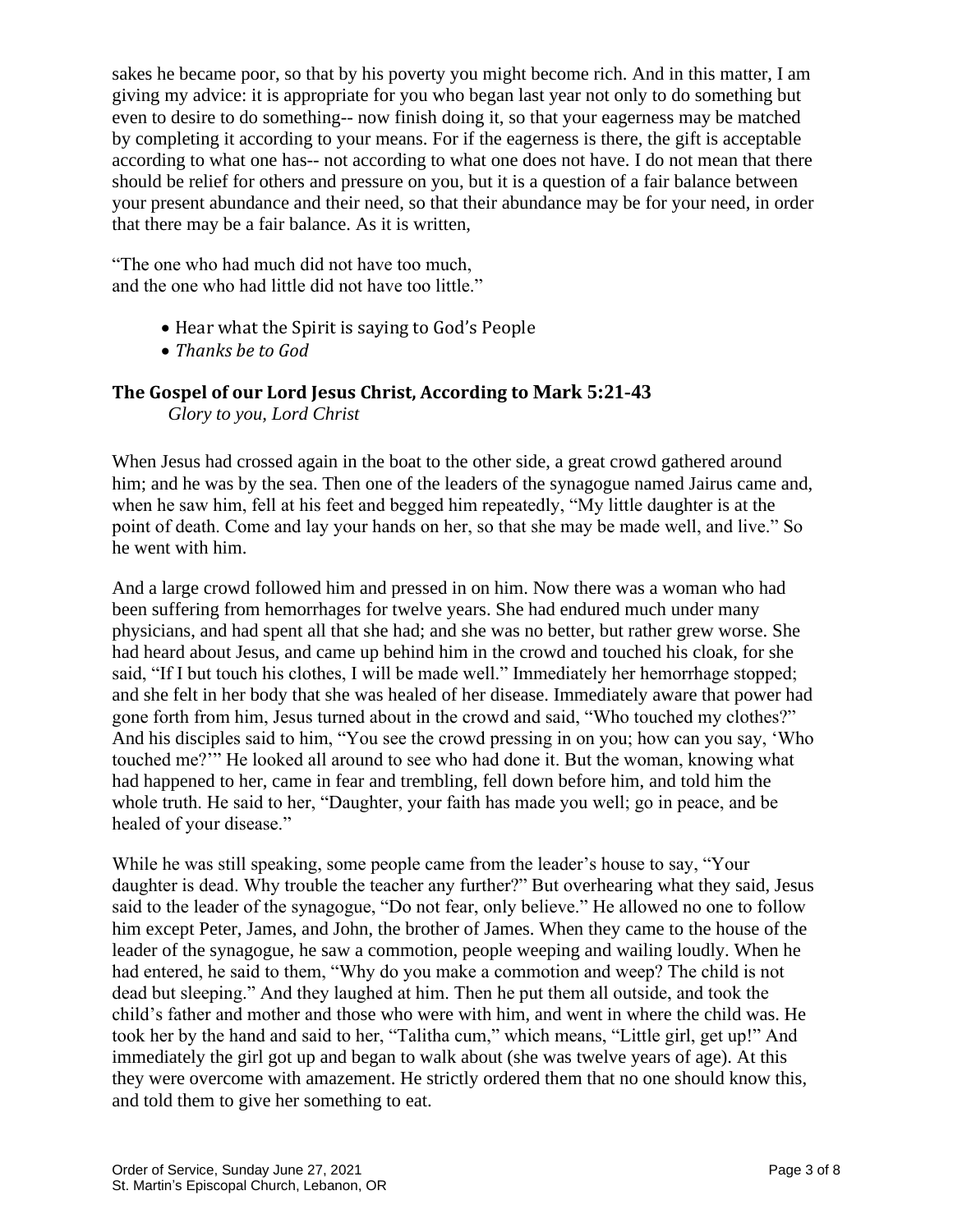sakes he became poor, so that by his poverty you might become rich. And in this matter, I am giving my advice: it is appropriate for you who began last year not only to do something but even to desire to do something-- now finish doing it, so that your eagerness may be matched by completing it according to your means. For if the eagerness is there, the gift is acceptable according to what one has-- not according to what one does not have. I do not mean that there should be relief for others and pressure on you, but it is a question of a fair balance between your present abundance and their need, so that their abundance may be for your need, in order that there may be a fair balance. As it is written,

"The one who had much did not have too much,
and the one who had little did not have too little."

- Hear what the Spirit is saying to God's People
- *Thanks be to God*

### The Gospel of our Lord Jesus Christ, According to Mark 5:21-43

*Glory to you, Lord Christ*

When Jesus had crossed again in the boat to the other side, a great crowd gathered around him; and he was by the sea. Then one of the leaders of the synagogue named Jairus came and, when he saw him, fell at his feet and begged him repeatedly, "My little daughter is at the point of death. Come and lay your hands on her, so that she may be made well, and live." So he went with him.

And a large crowd followed him and pressed in on him. Now there was a woman who had been suffering from hemorrhages for twelve years. She had endured much under many physicians, and had spent all that she had; and she was no better, but rather grew worse. She had heard about Jesus, and came up behind him in the crowd and touched his cloak, for she said, "If I but touch his clothes, I will be made well." Immediately her hemorrhage stopped; and she felt in her body that she was healed of her disease. Immediately aware that power had gone forth from him, Jesus turned about in the crowd and said, "Who touched my clothes?" And his disciples said to him, "You see the crowd pressing in on you; how can you say, 'Who touched me?'" He looked all around to see who had done it. But the woman, knowing what had happened to her, came in fear and trembling, fell down before him, and told him the whole truth. He said to her, "Daughter, your faith has made you well; go in peace, and be healed of your disease."

While he was still speaking, some people came from the leader's house to say, "Your daughter is dead. Why trouble the teacher any further?" But overhearing what they said, Jesus said to the leader of the synagogue, "Do not fear, only believe." He allowed no one to follow him except Peter, James, and John, the brother of James. When they came to the house of the leader of the synagogue, he saw a commotion, people weeping and wailing loudly. When he had entered, he said to them, "Why do you make a commotion and weep? The child is not dead but sleeping." And they laughed at him. Then he put them all outside, and took the child's father and mother and those who were with him, and went in where the child was. He took her by the hand and said to her, "Talitha cum," which means, "Little girl, get up!" And immediately the girl got up and began to walk about (she was twelve years of age). At this they were overcome with amazement. He strictly ordered them that no one should know this, and told them to give her something to eat.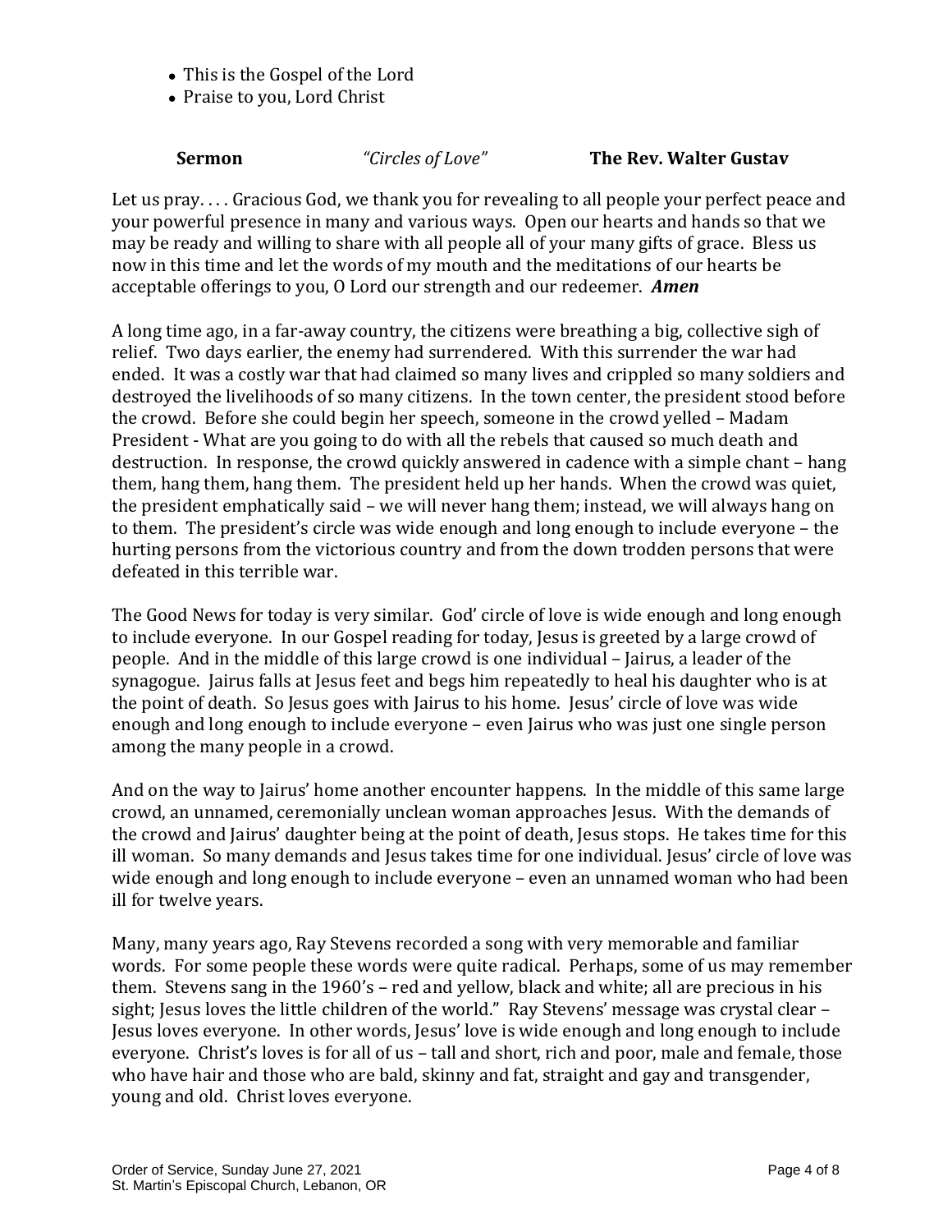- This is the Gospel of the Lord
- Praise to you, Lord Christ

**Sermon** *"Circles of Love"* **The Rev. Walter Gustav**

Let us pray. . . . Gracious God, we thank you for revealing to all people your perfect peace and your powerful presence in many and various ways. Open our hearts and hands so that we may be ready and willing to share with all people all of your many gifts of grace. Bless us now in this time and let the words of my mouth and the meditations of our hearts be acceptable offerings to you, O Lord our strength and our redeemer. ***Amen***

A long time ago, in a far-away country, the citizens were breathing a big, collective sigh of relief. Two days earlier, the enemy had surrendered. With this surrender the war had ended. It was a costly war that had claimed so many lives and crippled so many soldiers and destroyed the livelihoods of so many citizens. In the town center, the president stood before the crowd. Before she could begin her speech, someone in the crowd yelled – Madam President - What are you going to do with all the rebels that caused so much death and destruction. In response, the crowd quickly answered in cadence with a simple chant – hang them, hang them, hang them. The president held up her hands. When the crowd was quiet, the president emphatically said – we will never hang them; instead, we will always hang on to them. The president's circle was wide enough and long enough to include everyone – the hurting persons from the victorious country and from the down trodden persons that were defeated in this terrible war.

The Good News for today is very similar. God' circle of love is wide enough and long enough to include everyone. In our Gospel reading for today, Jesus is greeted by a large crowd of people. And in the middle of this large crowd is one individual – Jairus, a leader of the synagogue. Jairus falls at Jesus feet and begs him repeatedly to heal his daughter who is at the point of death. So Jesus goes with Jairus to his home. Jesus' circle of love was wide enough and long enough to include everyone – even Jairus who was just one single person among the many people in a crowd.

And on the way to Jairus' home another encounter happens. In the middle of this same large crowd, an unnamed, ceremonially unclean woman approaches Jesus. With the demands of the crowd and Jairus' daughter being at the point of death, Jesus stops. He takes time for this ill woman. So many demands and Jesus takes time for one individual. Jesus' circle of love was wide enough and long enough to include everyone – even an unnamed woman who had been ill for twelve years.

Many, many years ago, Ray Stevens recorded a song with very memorable and familiar words. For some people these words were quite radical. Perhaps, some of us may remember them. Stevens sang in the 1960's – red and yellow, black and white; all are precious in his sight; Jesus loves the little children of the world." Ray Stevens' message was crystal clear – Jesus loves everyone. In other words, Jesus' love is wide enough and long enough to include everyone. Christ's loves is for all of us – tall and short, rich and poor, male and female, those who have hair and those who are bald, skinny and fat, straight and gay and transgender, young and old. Christ loves everyone.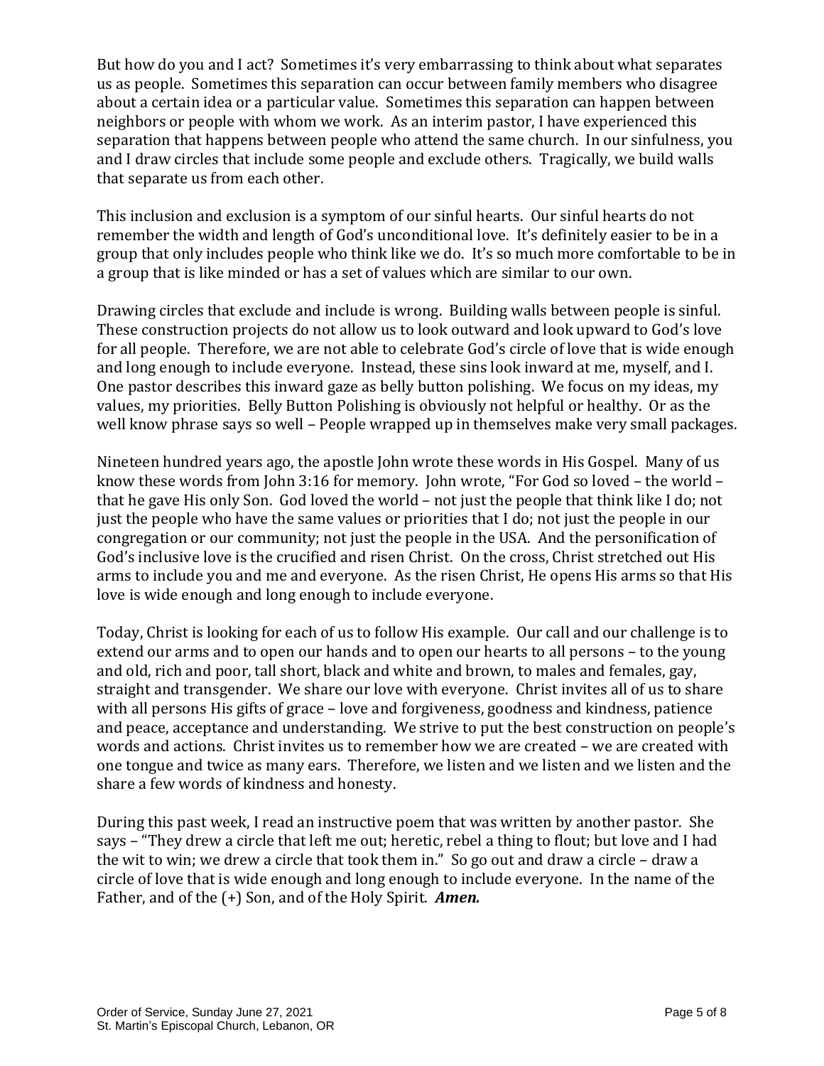But how do you and I act? Sometimes it's very embarrassing to think about what separates us as people. Sometimes this separation can occur between family members who disagree about a certain idea or a particular value. Sometimes this separation can happen between neighbors or people with whom we work. As an interim pastor, I have experienced this separation that happens between people who attend the same church. In our sinfulness, you and I draw circles that include some people and exclude others. Tragically, we build walls that separate us from each other.

This inclusion and exclusion is a symptom of our sinful hearts. Our sinful hearts do not remember the width and length of God's unconditional love. It's definitely easier to be in a group that only includes people who think like we do. It's so much more comfortable to be in a group that is like minded or has a set of values which are similar to our own.

Drawing circles that exclude and include is wrong. Building walls between people is sinful. These construction projects do not allow us to look outward and look upward to God's love for all people. Therefore, we are not able to celebrate God's circle of love that is wide enough and long enough to include everyone. Instead, these sins look inward at me, myself, and I. One pastor describes this inward gaze as belly button polishing. We focus on my ideas, my values, my priorities. Belly Button Polishing is obviously not helpful or healthy. Or as the well know phrase says so well – People wrapped up in themselves make very small packages.

Nineteen hundred years ago, the apostle John wrote these words in His Gospel. Many of us know these words from John 3:16 for memory. John wrote, "For God so loved – the world – that he gave His only Son. God loved the world – not just the people that think like I do; not just the people who have the same values or priorities that I do; not just the people in our congregation or our community; not just the people in the USA. And the personification of God's inclusive love is the crucified and risen Christ. On the cross, Christ stretched out His arms to include you and me and everyone. As the risen Christ, He opens His arms so that His love is wide enough and long enough to include everyone.

Today, Christ is looking for each of us to follow His example. Our call and our challenge is to extend our arms and to open our hands and to open our hearts to all persons – to the young and old, rich and poor, tall short, black and white and brown, to males and females, gay, straight and transgender. We share our love with everyone. Christ invites all of us to share with all persons His gifts of grace – love and forgiveness, goodness and kindness, patience and peace, acceptance and understanding. We strive to put the best construction on people's words and actions. Christ invites us to remember how we are created – we are created with one tongue and twice as many ears. Therefore, we listen and we listen and we listen and the share a few words of kindness and honesty.

During this past week, I read an instructive poem that was written by another pastor. She says – "They drew a circle that left me out; heretic, rebel a thing to flout; but love and I had the wit to win; we drew a circle that took them in." So go out and draw a circle – draw a circle of love that is wide enough and long enough to include everyone. In the name of the Father, and of the (+) Son, and of the Holy Spirit. ***Amen.***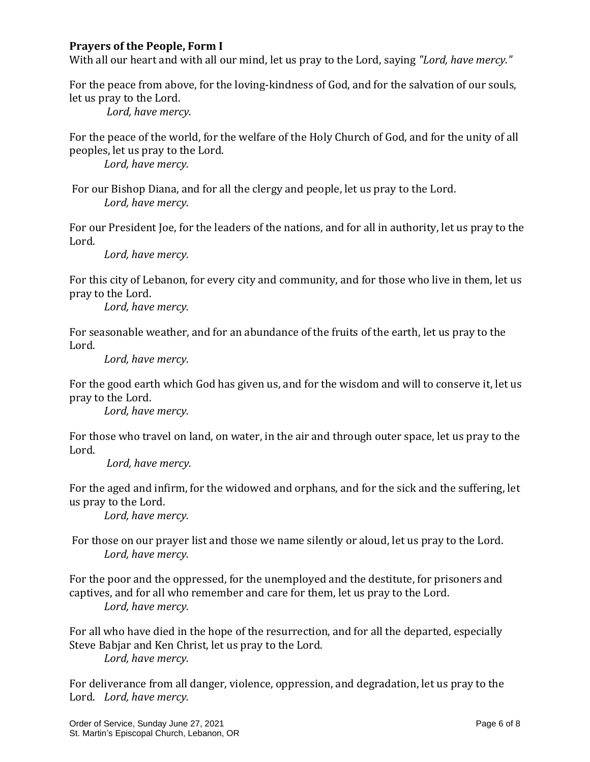**Prayers of the People, Form I**

With all our heart and with all our mind, let us pray to the Lord, saying *"Lord, have mercy."*

For the peace from above, for the loving-kindness of God, and for the salvation of our souls, let us pray to the Lord.

*Lord, have mercy.*

For the peace of the world, for the welfare of the Holy Church of God, and for the unity of all peoples, let us pray to the Lord.

*Lord, have mercy.*

For our Bishop Diana, and for all the clergy and people, let us pray to the Lord.

*Lord, have mercy.*

For our President Joe, for the leaders of the nations, and for all in authority, let us pray to the Lord.

*Lord, have mercy.*

For this city of Lebanon, for every city and community, and for those who live in them, let us pray to the Lord.

*Lord, have mercy.*

For seasonable weather, and for an abundance of the fruits of the earth, let us pray to the Lord.

*Lord, have mercy.*

For the good earth which God has given us, and for the wisdom and will to conserve it, let us pray to the Lord.

*Lord, have mercy.*

For those who travel on land, on water, in the air and through outer space, let us pray to the Lord.

*Lord, have mercy.*

For the aged and infirm, for the widowed and orphans, and for the sick and the suffering, let us pray to the Lord.

*Lord, have mercy.*

For those on our prayer list and those we name silently or aloud, let us pray to the Lord.

*Lord, have mercy.*

For the poor and the oppressed, for the unemployed and the destitute, for prisoners and captives, and for all who remember and care for them, let us pray to the Lord.

*Lord, have mercy.*

For all who have died in the hope of the resurrection, and for all the departed, especially Steve Babjar and Ken Christ, let us pray to the Lord.

*Lord, have mercy.*

For deliverance from all danger, violence, oppression, and degradation, let us pray to the Lord. *Lord, have mercy.*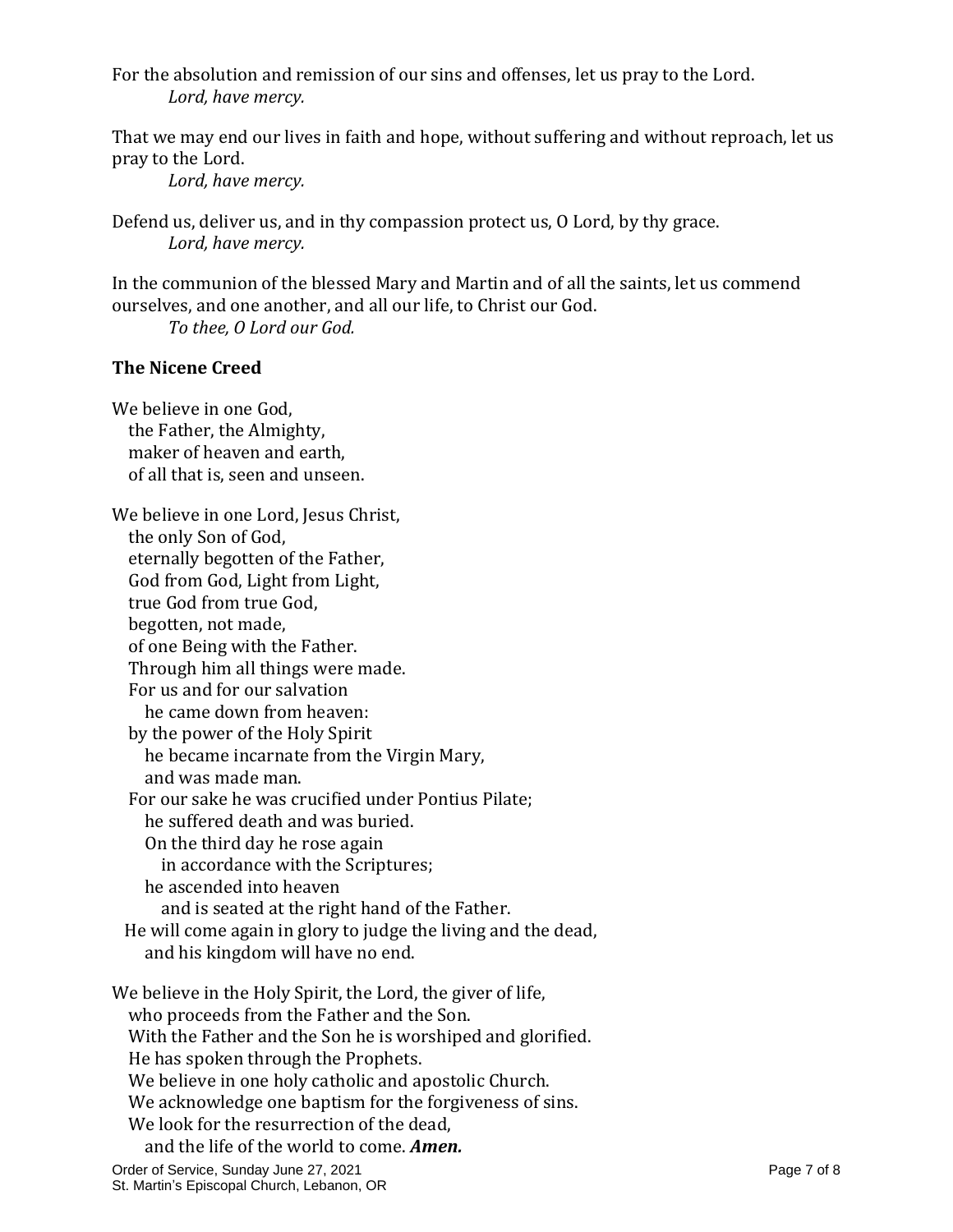For the absolution and remission of our sins and offenses, let us pray to the Lord.
*Lord, have mercy.*

That we may end our lives in faith and hope, without suffering and without reproach, let us pray to the Lord.
*Lord, have mercy.*

Defend us, deliver us, and in thy compassion protect us, O Lord, by thy grace.
*Lord, have mercy.*

In the communion of the blessed Mary and Martin and of all the saints, let us commend ourselves, and one another, and all our life, to Christ our God.
*To thee, O Lord our God.*

**The Nicene Creed**

We believe in one God,
the Father, the Almighty,
maker of heaven and earth,
of all that is, seen and unseen.

We believe in one Lord, Jesus Christ,
the only Son of God,
eternally begotten of the Father,
God from God, Light from Light,
true God from true God,
begotten, not made,
of one Being with the Father.
Through him all things were made.
For us and for our salvation
he came down from heaven:
by the power of the Holy Spirit
he became incarnate from the Virgin Mary,
and was made man.
For our sake he was crucified under Pontius Pilate;
he suffered death and was buried.
On the third day he rose again
in accordance with the Scriptures;
he ascended into heaven
and is seated at the right hand of the Father.
He will come again in glory to judge the living and the dead,
and his kingdom will have no end.

We believe in the Holy Spirit, the Lord, the giver of life,
who proceeds from the Father and the Son.
With the Father and the Son he is worshiped and glorified.
He has spoken through the Prophets.
We believe in one holy catholic and apostolic Church.
We acknowledge one baptism for the forgiveness of sins.
We look for the resurrection of the dead,
and the life of the world to come. ***Amen.***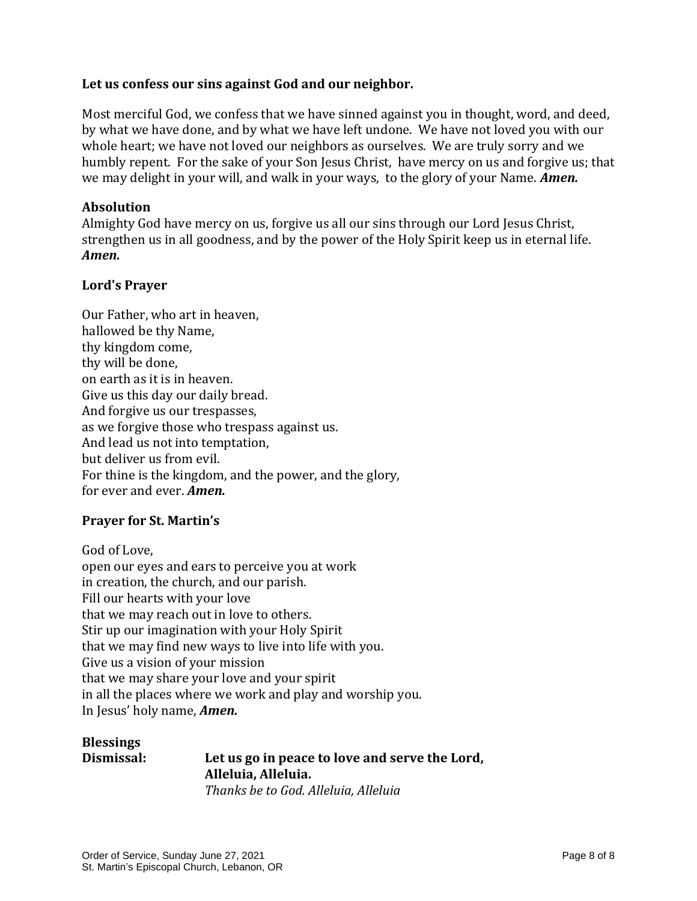**Let us confess our sins against God and our neighbor.**

Most merciful God, we confess that we have sinned against you in thought, word, and deed, by what we have done, and by what we have left undone. We have not loved you with our whole heart; we have not loved our neighbors as ourselves. We are truly sorry and we humbly repent. For the sake of your Son Jesus Christ, have mercy on us and forgive us; that we may delight in your will, and walk in your ways, to the glory of your Name. ***Amen.***

**Absolution**

Almighty God have mercy on us, forgive us all our sins through our Lord Jesus Christ, strengthen us in all goodness, and by the power of the Holy Spirit keep us in eternal life. ***Amen.***

**Lord's Prayer**

Our Father, who art in heaven,
hallowed be thy Name,
thy kingdom come,
thy will be done,
on earth as it is in heaven.
Give us this day our daily bread.
And forgive us our trespasses,
as we forgive those who trespass against us.
And lead us not into temptation,
but deliver us from evil.
For thine is the kingdom, and the power, and the glory,
for ever and ever. ***Amen.***

**Prayer for St. Martin's**

God of Love,
open our eyes and ears to perceive you at work
in creation, the church, and our parish.
Fill our hearts with your love
that we may reach out in love to others.
Stir up our imagination with your Holy Spirit
that we may find new ways to live into life with you.
Give us a vision of your mission
that we may share your love and your spirit
in all the places where we work and play and worship you.
In Jesus' holy name, ***Amen.***

**Blessings**

**Dismissal:** **Let us go in peace to love and serve the Lord, Alleluia, Alleluia.**
*Thanks be to God. Alleluia, Alleluia*